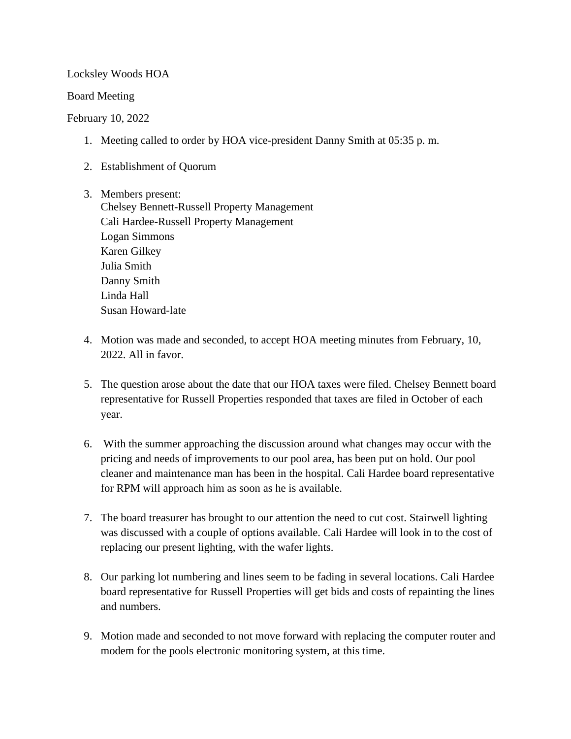Locksley Woods HOA

Board Meeting

February 10, 2022

1. Meeting called to order by HOA vice-president Danny Smith at 05:35 p. m.

2. Establishment of Quorum

3. Members present:
   Chelsey Bennett-Russell Property Management
   Cali Hardee-Russell Property Management
   Logan Simmons
   Karen Gilkey
   Julia Smith
   Danny Smith
   Linda Hall
   Susan Howard-late

4. Motion was made and seconded, to accept HOA meeting minutes from February, 10, 2022. All in favor.

5. The question arose about the date that our HOA taxes were filed. Chelsey Bennett board representative for Russell Properties responded that taxes are filed in October of each year.

6. With the summer approaching the discussion around what changes may occur with the pricing and needs of improvements to our pool area, has been put on hold. Our pool cleaner and maintenance man has been in the hospital. Cali Hardee board representative for RPM will approach him as soon as he is available.

7. The board treasurer has brought to our attention the need to cut cost. Stairwell lighting was discussed with a couple of options available. Cali Hardee will look in to the cost of replacing our present lighting, with the wafer lights.

8. Our parking lot numbering and lines seem to be fading in several locations. Cali Hardee board representative for Russell Properties will get bids and costs of repainting the lines and numbers.

9. Motion made and seconded to not move forward with replacing the computer router and modem for the pools electronic monitoring system, at this time.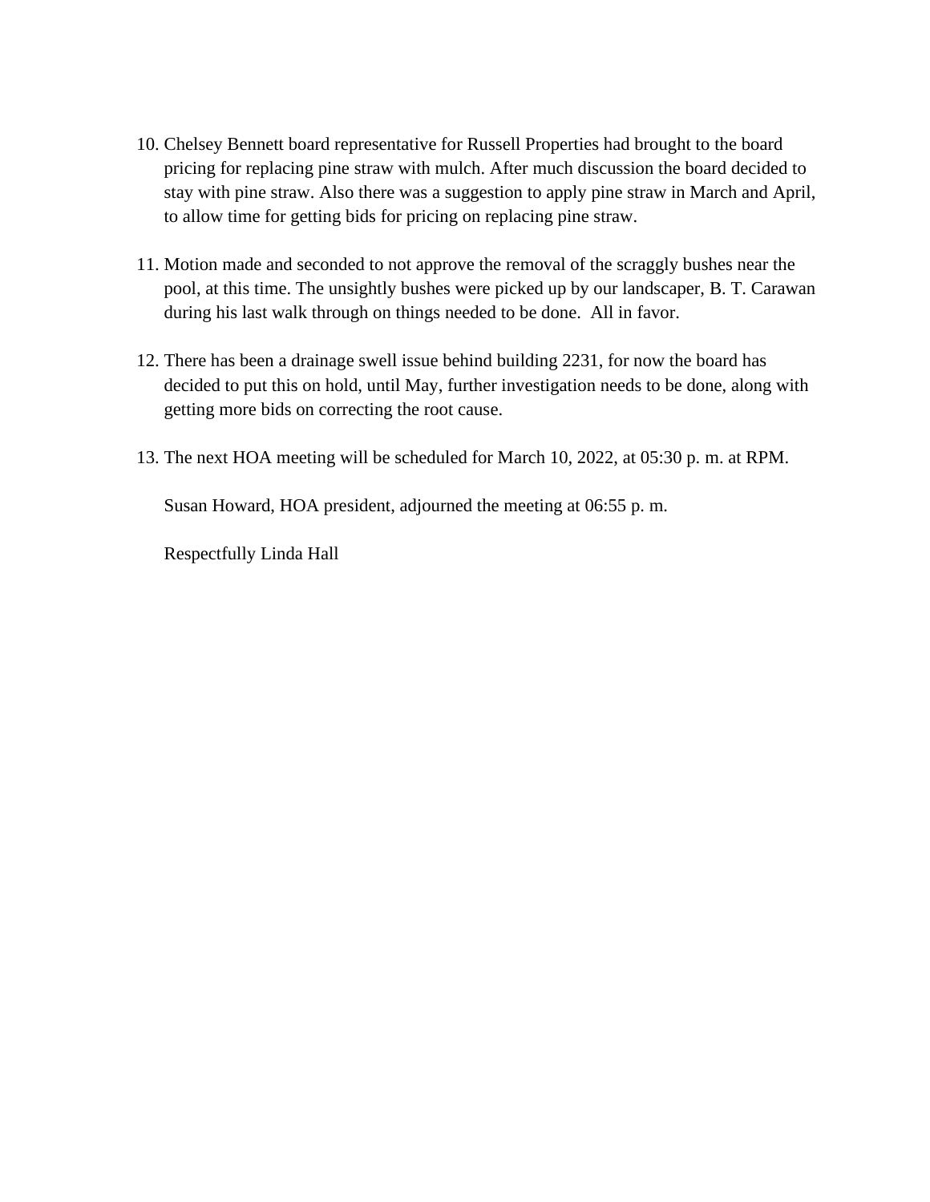10. Chelsey Bennett board representative for Russell Properties had brought to the board pricing for replacing pine straw with mulch. After much discussion the board decided to stay with pine straw. Also there was a suggestion to apply pine straw in March and April, to allow time for getting bids for pricing on replacing pine straw.

11. Motion made and seconded to not approve the removal of the scraggly bushes near the pool, at this time. The unsightly bushes were picked up by our landscaper, B. T. Carawan during his last walk through on things needed to be done. All in favor.

12. There has been a drainage swell issue behind building 2231, for now the board has decided to put this on hold, until May, further investigation needs to be done, along with getting more bids on correcting the root cause.

13. The next HOA meeting will be scheduled for March 10, 2022, at 05:30 p. m. at RPM.

    Susan Howard, HOA president, adjourned the meeting at 06:55 p. m.

    Respectfully Linda Hall